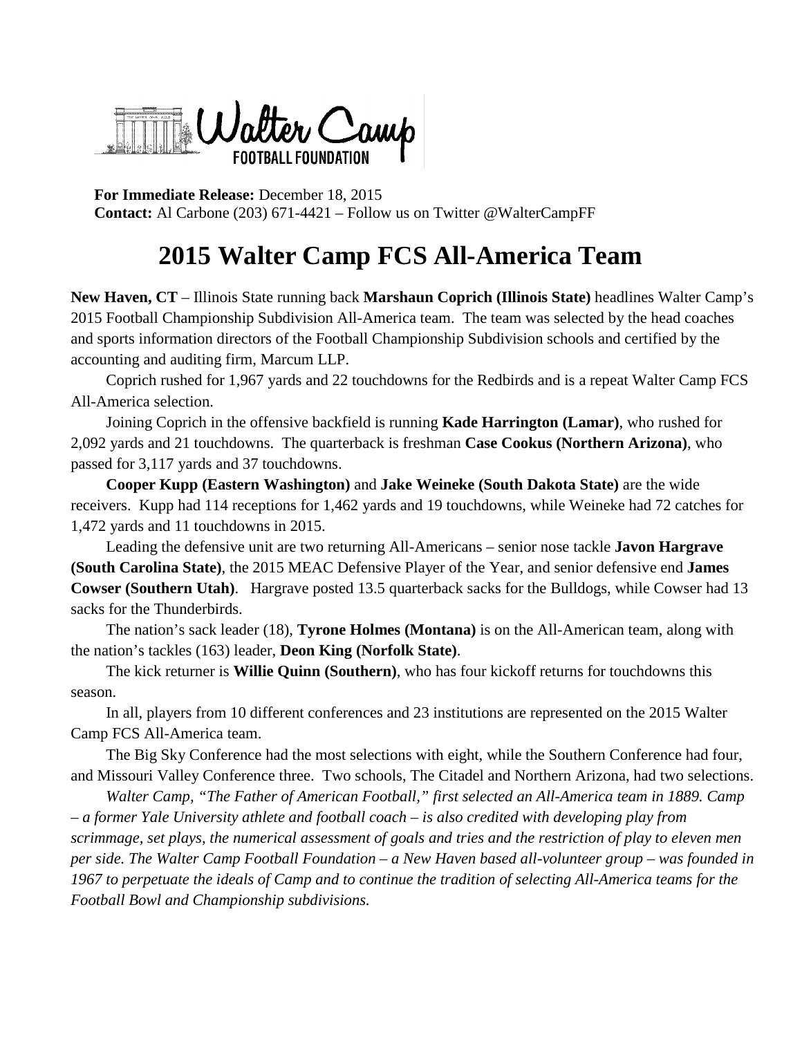Walter Camp FOOTBALL FOUNDATION

**For Immediate Release:** December 18, 2015
**Contact:** Al Carbone (203) 671-4421 – Follow us on Twitter @WalterCampFF

# 2015 Walter Camp FCS All-America Team

**New Haven, CT** – Illinois State running back **Marshaun Coprich (Illinois State)** headlines Walter Camp's 2015 Football Championship Subdivision All-America team. The team was selected by the head coaches and sports information directors of the Football Championship Subdivision schools and certified by the accounting and auditing firm, Marcum LLP.

Coprich rushed for 1,967 yards and 22 touchdowns for the Redbirds and is a repeat Walter Camp FCS All-America selection.

Joining Coprich in the offensive backfield is running **Kade Harrington (Lamar)**, who rushed for 2,092 yards and 21 touchdowns. The quarterback is freshman **Case Cookus (Northern Arizona)**, who passed for 3,117 yards and 37 touchdowns.

**Cooper Kupp (Eastern Washington)** and **Jake Weineke (South Dakota State)** are the wide receivers. Kupp had 114 receptions for 1,462 yards and 19 touchdowns, while Weineke had 72 catches for 1,472 yards and 11 touchdowns in 2015.

Leading the defensive unit are two returning All-Americans – senior nose tackle **Javon Hargrave (South Carolina State)**, the 2015 MEAC Defensive Player of the Year, and senior defensive end **James Cowser (Southern Utah)**. Hargrave posted 13.5 quarterback sacks for the Bulldogs, while Cowser had 13 sacks for the Thunderbirds.

The nation's sack leader (18), **Tyrone Holmes (Montana)** is on the All-American team, along with the nation's tackles (163) leader, **Deon King (Norfolk State)**.

The kick returner is **Willie Quinn (Southern)**, who has four kickoff returns for touchdowns this season.

In all, players from 10 different conferences and 23 institutions are represented on the 2015 Walter Camp FCS All-America team.

The Big Sky Conference had the most selections with eight, while the Southern Conference had four, and Missouri Valley Conference three. Two schools, The Citadel and Northern Arizona, had two selections.

*Walter Camp, "The Father of American Football," first selected an All-America team in 1889. Camp – a former Yale University athlete and football coach – is also credited with developing play from scrimmage, set plays, the numerical assessment of goals and tries and the restriction of play to eleven men per side. The Walter Camp Football Foundation – a New Haven based all-volunteer group – was founded in 1967 to perpetuate the ideals of Camp and to continue the tradition of selecting All-America teams for the Football Bowl and Championship subdivisions.*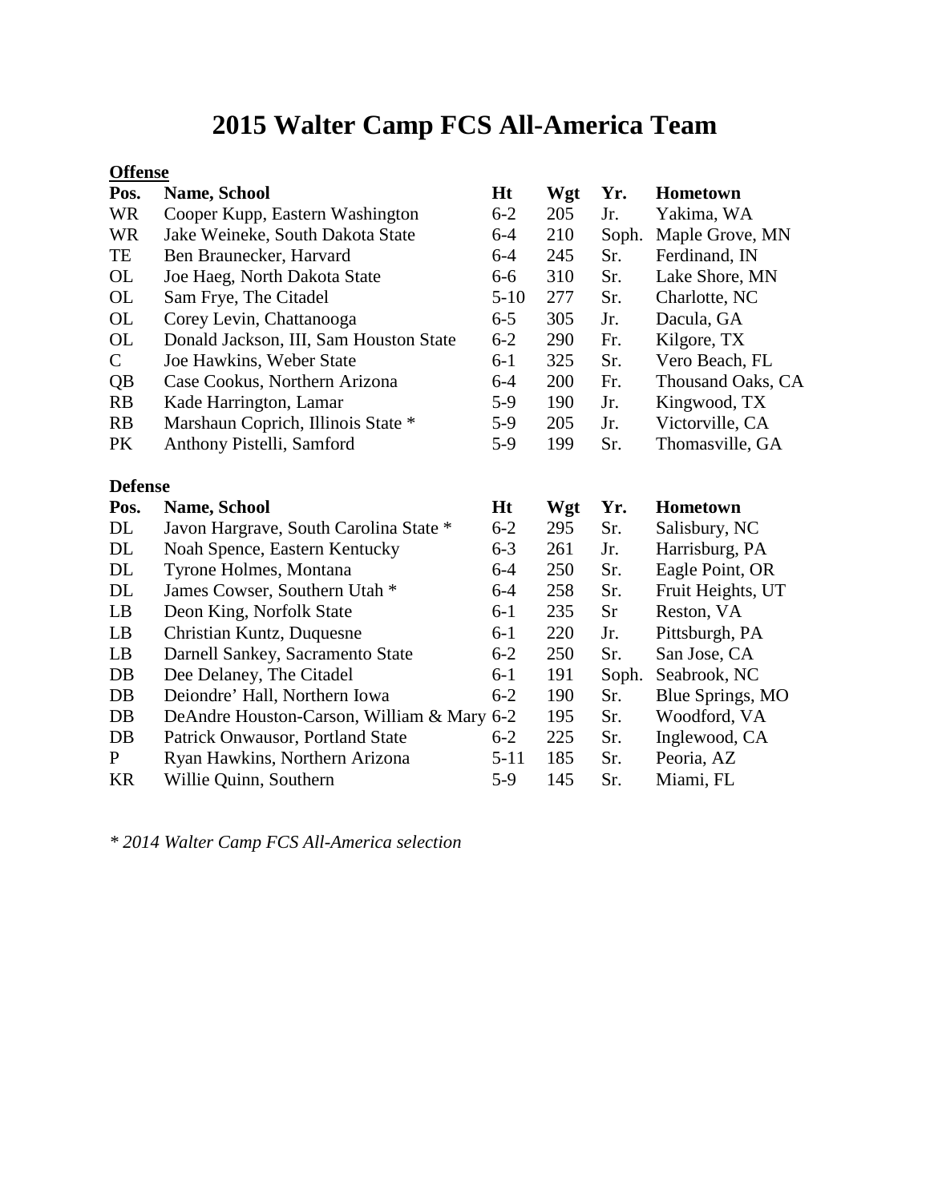# 2015 Walter Camp FCS All-America Team

**Offense**

| Pos. | Name, School | Ht | Wgt | Yr. | Hometown |
|---|---|---|---|---|---|
| WR | Cooper Kupp, Eastern Washington | 6-2 | 205 | Jr. | Yakima, WA |
| WR | Jake Weineke, South Dakota State | 6-4 | 210 | Soph. | Maple Grove, MN |
| TE | Ben Braunecker, Harvard | 6-4 | 245 | Sr. | Ferdinand, IN |
| OL | Joe Haeg, North Dakota State | 6-6 | 310 | Sr. | Lake Shore, MN |
| OL | Sam Frye, The Citadel | 5-10 | 277 | Sr. | Charlotte, NC |
| OL | Corey Levin, Chattanooga | 6-5 | 305 | Jr. | Dacula, GA |
| OL | Donald Jackson, III, Sam Houston State | 6-2 | 290 | Fr. | Kilgore, TX |
| C | Joe Hawkins, Weber State | 6-1 | 325 | Sr. | Vero Beach, FL |
| QB | Case Cookus, Northern Arizona | 6-4 | 200 | Fr. | Thousand Oaks, CA |
| RB | Kade Harrington, Lamar | 5-9 | 190 | Jr. | Kingwood, TX |
| RB | Marshaun Coprich, Illinois State * | 5-9 | 205 | Jr. | Victorville, CA |
| PK | Anthony Pistelli, Samford | 5-9 | 199 | Sr. | Thomasville, GA |

**Defense**

| Pos. | Name, School | Ht | Wgt | Yr. | Hometown |
|---|---|---|---|---|---|
| DL | Javon Hargrave, South Carolina State * | 6-2 | 295 | Sr. | Salisbury, NC |
| DL | Noah Spence, Eastern Kentucky | 6-3 | 261 | Jr. | Harrisburg, PA |
| DL | Tyrone Holmes, Montana | 6-4 | 250 | Sr. | Eagle Point, OR |
| DL | James Cowser, Southern Utah * | 6-4 | 258 | Sr. | Fruit Heights, UT |
| LB | Deon King, Norfolk State | 6-1 | 235 | Sr | Reston, VA |
| LB | Christian Kuntz, Duquesne | 6-1 | 220 | Jr. | Pittsburgh, PA |
| LB | Darnell Sankey, Sacramento State | 6-2 | 250 | Sr. | San Jose, CA |
| DB | Dee Delaney, The Citadel | 6-1 | 191 | Soph. | Seabrook, NC |
| DB | Deiondre' Hall, Northern Iowa | 6-2 | 190 | Sr. | Blue Springs, MO |
| DB | DeAndre Houston-Carson, William & Mary | 6-2 | 195 | Sr. | Woodford, VA |
| DB | Patrick Onwausor, Portland State | 6-2 | 225 | Sr. | Inglewood, CA |
| P | Ryan Hawkins, Northern Arizona | 5-11 | 185 | Sr. | Peoria, AZ |
| KR | Willie Quinn, Southern | 5-9 | 145 | Sr. | Miami, FL |

*\* 2014 Walter Camp FCS All-America selection*